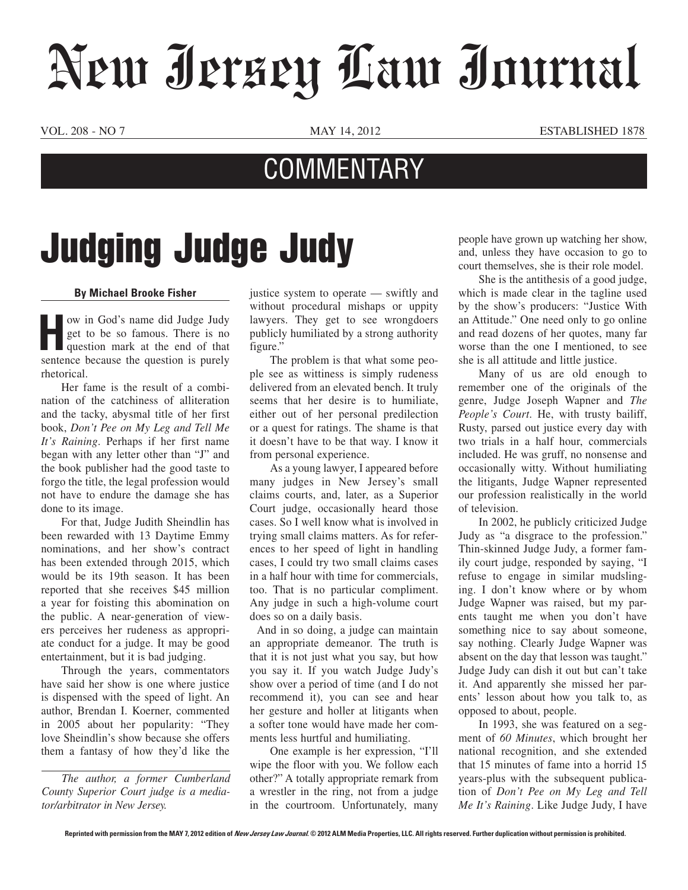# New Jersey Law Journal

VOL. 208 - NO 7 MAY 14, 2012 ESTABLISHED 1878

## COMMENTARY

# Judging Judge Judy

**By Michael Brooke Fisher**

How in God's name did Judge Judy get to be so famous. There is no question mark at the end of that sentence because the question is purely rhetorical.

Her fame is the result of a combination of the catchiness of alliteration and the tacky, abysmal title of her first book, *Don't Pee on My Leg and Tell Me It's Raining*. Perhaps if her first name began with any letter other than "J" and the book publisher had the good taste to forgo the title, the legal profession would not have to endure the damage she has done to its image.

For that, Judge Judith Sheindlin has been rewarded with 13 Daytime Emmy nominations, and her show's contract has been extended through 2015, which would be its 19th season. It has been reported that she receives $45 million a year for foisting this abomination on the public. A near-generation of viewers perceives her rudeness as appropriate conduct for a judge. It may be good entertainment, but it is bad judging.

Through the years, commentators have said her show is one where justice is dispensed with the speed of light. An author, Brendan I. Koerner, commented in 2005 about her popularity: "They love Sheindlin's show because she offers them a fantasy of how they'd like the justice system to operate — swiftly and without procedural mishaps or uppity lawyers. They get to see wrongdoers publicly humiliated by a strong authority figure."

*The author, a former Cumberland County Superior Court judge is a mediator/arbitrator in New Jersey.*

The problem is that what some people see as wittiness is simply rudeness delivered from an elevated bench. It truly seems that her desire is to humiliate, either out of her personal predilection or a quest for ratings. The shame is that it doesn't have to be that way. I know it from personal experience.

As a young lawyer, I appeared before many judges in New Jersey's small claims courts, and, later, as a Superior Court judge, occasionally heard those cases. So I well know what is involved in trying small claims matters. As for references to her speed of light in handling cases, I could try two small claims cases in a half hour with time for commercials, too. That is no particular compliment. Any judge in such a high-volume court does so on a daily basis.

And in so doing, a judge can maintain an appropriate demeanor. The truth is that it is not just what you say, but how you say it. If you watch Judge Judy's show over a period of time (and I do not recommend it), you can see and hear her gesture and holler at litigants when a softer tone would have made her comments less hurtful and humiliating.

One example is her expression, "I'll wipe the floor with you. We follow each other?" A totally appropriate remark from a wrestler in the ring, not from a judge in the courtroom. Unfortunately, many people have grown up watching her show, and, unless they have occasion to go to court themselves, she is their role model.

She is the antithesis of a good judge, which is made clear in the tagline used by the show's producers: "Justice With an Attitude." One need only to go online and read dozens of her quotes, many far worse than the one I mentioned, to see she is all attitude and little justice.

Many of us are old enough to remember one of the originals of the genre, Judge Joseph Wapner and *The People's Court*. He, with trusty bailiff, Rusty, parsed out justice every day with two trials in a half hour, commercials included. He was gruff, no nonsense and occasionally witty. Without humiliating the litigants, Judge Wapner represented our profession realistically in the world of television.

In 2002, he publicly criticized Judge Judy as "a disgrace to the profession." Thin-skinned Judge Judy, a former family court judge, responded by saying, "I refuse to engage in similar mudslinging. I don't know where or by whom Judge Wapner was raised, but my parents taught me when you don't have something nice to say about someone, say nothing. Clearly Judge Wapner was absent on the day that lesson was taught." Judge Judy can dish it out but can't take it. And apparently she missed her parents' lesson about how you talk to, as opposed to about, people.

In 1993, she was featured on a segment of *60 Minutes*, which brought her national recognition, and she extended that 15 minutes of fame into a horrid 15 years-plus with the subsequent publication of *Don't Pee on My Leg and Tell Me It's Raining*. Like Judge Judy, I have

Reprinted with permission from the MAY 7, 2012 edition of *New Jersey Law Journal*. © 2012 ALM Media Properties, LLC. All rights reserved. Further duplication without permission is prohibited.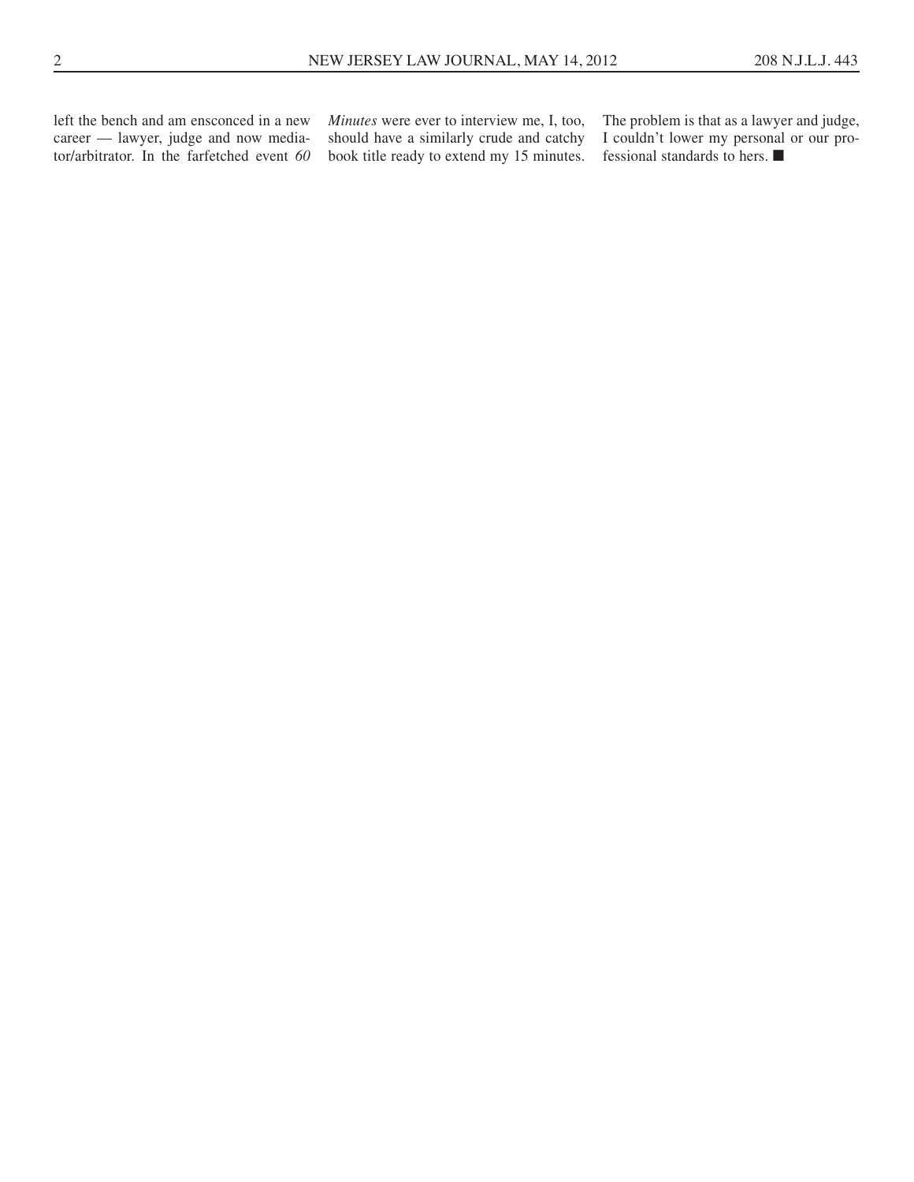left the bench and am ensconced in a new career — lawyer, judge and now mediator/arbitrator. In the farfetched event *60 Minutes* were ever to interview me, I, too, should have a similarly crude and catchy book title ready to extend my 15 minutes. The problem is that as a lawyer and judge, I couldn't lower my personal or our professional standards to hers. ■